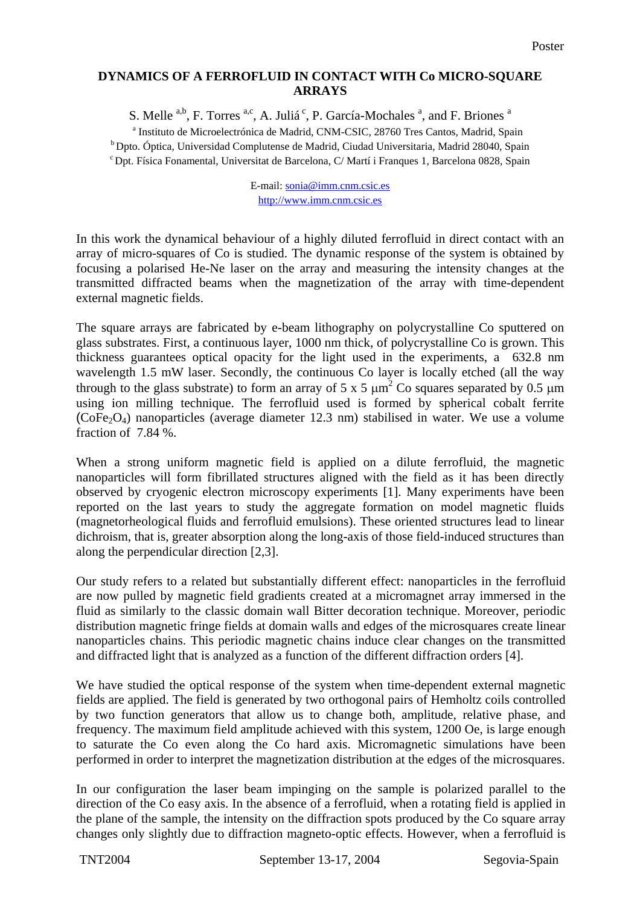# DYNAMICS OF A FERROFLUID IN CONTACT WITH Co MICRO-SQUARE ARRAYS

S. Melle [a,b], F. Torres [a,c], A. Juliá [c], P. García-Mochales [a], and F. Briones [a]

[a] Instituto de Microelectrónica de Madrid, CNM-CSIC, 28760 Tres Cantos, Madrid, Spain
[b] Dpto. Óptica, Universidad Complutense de Madrid, Ciudad Universitaria, Madrid 28040, Spain
[c] Dpt. Física Fonamental, Universitat de Barcelona, C/ Martí i Franques 1, Barcelona 0828, Spain

E-mail: sonia@imm.cnm.csic.es
http://www.imm.cnm.csic.es

In this work the dynamical behaviour of a highly diluted ferrofluid in direct contact with an array of micro-squares of Co is studied. The dynamic response of the system is obtained by focusing a polarised He-Ne laser on the array and measuring the intensity changes at the transmitted diffracted beams when the magnetization of the array with time-dependent external magnetic fields.

The square arrays are fabricated by e-beam lithography on polycrystalline Co sputtered on glass substrates. First, a continuous layer, 1000 nm thick, of polycrystalline Co is grown. This thickness guarantees optical opacity for the light used in the experiments, a 632.8 nm wavelength 1.5 mW laser. Secondly, the continuous Co layer is locally etched (all the way through to the glass substrate) to form an array of 5 x 5 $\mu m^2$ Co squares separated by 0.5 $\mu$m using ion milling technique. The ferrofluid used is formed by spherical cobalt ferrite ($CoFe_2O_4$) nanoparticles (average diameter 12.3 nm) stabilised in water. We use a volume fraction of 7.84 %.

When a strong uniform magnetic field is applied on a dilute ferrofluid, the magnetic nanoparticles will form fibrillated structures aligned with the field as it has been directly observed by cryogenic electron microscopy experiments [1]. Many experiments have been reported on the last years to study the aggregate formation on model magnetic fluids (magnetorheological fluids and ferrofluid emulsions). These oriented structures lead to linear dichroism, that is, greater absorption along the long-axis of those field-induced structures than along the perpendicular direction [2,3].

Our study refers to a related but substantially different effect: nanoparticles in the ferrofluid are now pulled by magnetic field gradients created at a micromagnet array immersed in the fluid as similarly to the classic domain wall Bitter decoration technique. Moreover, periodic distribution magnetic fringe fields at domain walls and edges of the microsquares create linear nanoparticles chains. This periodic magnetic chains induce clear changes on the transmitted and diffracted light that is analyzed as a function of the different diffraction orders [4].

We have studied the optical response of the system when time-dependent external magnetic fields are applied. The field is generated by two orthogonal pairs of Hemholtz coils controlled by two function generators that allow us to change both, amplitude, relative phase, and frequency. The maximum field amplitude achieved with this system, 1200 Oe, is large enough to saturate the Co even along the Co hard axis. Micromagnetic simulations have been performed in order to interpret the magnetization distribution at the edges of the microsquares.

In our configuration the laser beam impinging on the sample is polarized parallel to the direction of the Co easy axis. In the absence of a ferrofluid, when a rotating field is applied in the plane of the sample, the intensity on the diffraction spots produced by the Co square array changes only slightly due to diffraction magneto-optic effects. However, when a ferrofluid is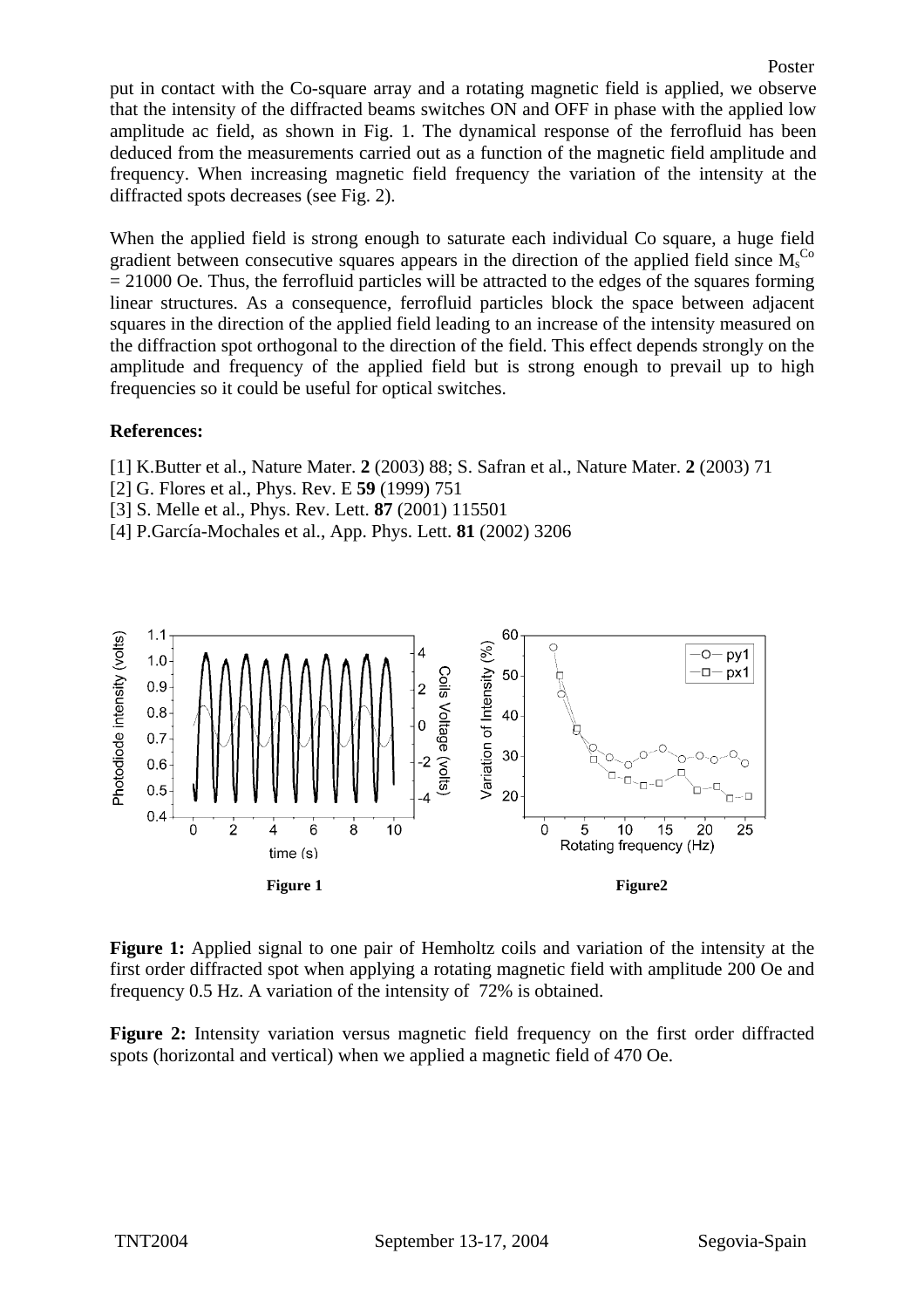put in contact with the Co-square array and a rotating magnetic field is applied, we observe that the intensity of the diffracted beams switches ON and OFF in phase with the applied low amplitude ac field, as shown in Fig. 1. The dynamical response of the ferrofluid has been deduced from the measurements carried out as a function of the magnetic field amplitude and frequency. When increasing magnetic field frequency the variation of the intensity at the diffracted spots decreases (see Fig. 2).

When the applied field is strong enough to saturate each individual Co square, a huge field gradient between consecutive squares appears in the direction of the applied field since $M_s^{Co} = 21000$ Oe. Thus, the ferrofluid particles will be attracted to the edges of the squares forming linear structures. As a consequence, ferrofluid particles block the space between adjacent squares in the direction of the applied field leading to an increase of the intensity measured on the diffraction spot orthogonal to the direction of the field. This effect depends strongly on the amplitude and frequency of the applied field but is strong enough to prevail up to high frequencies so it could be useful for optical switches.

**References:**

[1] K.Butter et al., Nature Mater. **2** (2003) 88; S. Safran et al., Nature Mater. **2** (2003) 71
[2] G. Flores et al., Phys. Rev. E **59** (1999) 751
[3] S. Melle et al., Phys. Rev. Lett. **87** (2001) 115501
[4] P.García-Mochales et al., App. Phys. Lett. **81** (2002) 3206

Photodiode intensity (volts)
1.1
1.0
0.9
0.8
0.7
0.6
0.5
0.4
Coils Voltage (volts)
4
2
0
-2
-4
time (s)
0 2 4 6 8 10

**Figure 1**

Variation of Intensity (%)
60
50
40
30
20
Rotating frequency (Hz)
0 5 10 15 20 25
py1
px1

**Figure2**

**Figure 1:** Applied signal to one pair of Hemholtz coils and variation of the intensity at the first order diffracted spot when applying a rotating magnetic field with amplitude 200 Oe and frequency 0.5 Hz. A variation of the intensity of 72% is obtained.

**Figure 2:** Intensity variation versus magnetic field frequency on the first order diffracted spots (horizontal and vertical) when we applied a magnetic field of 470 Oe.